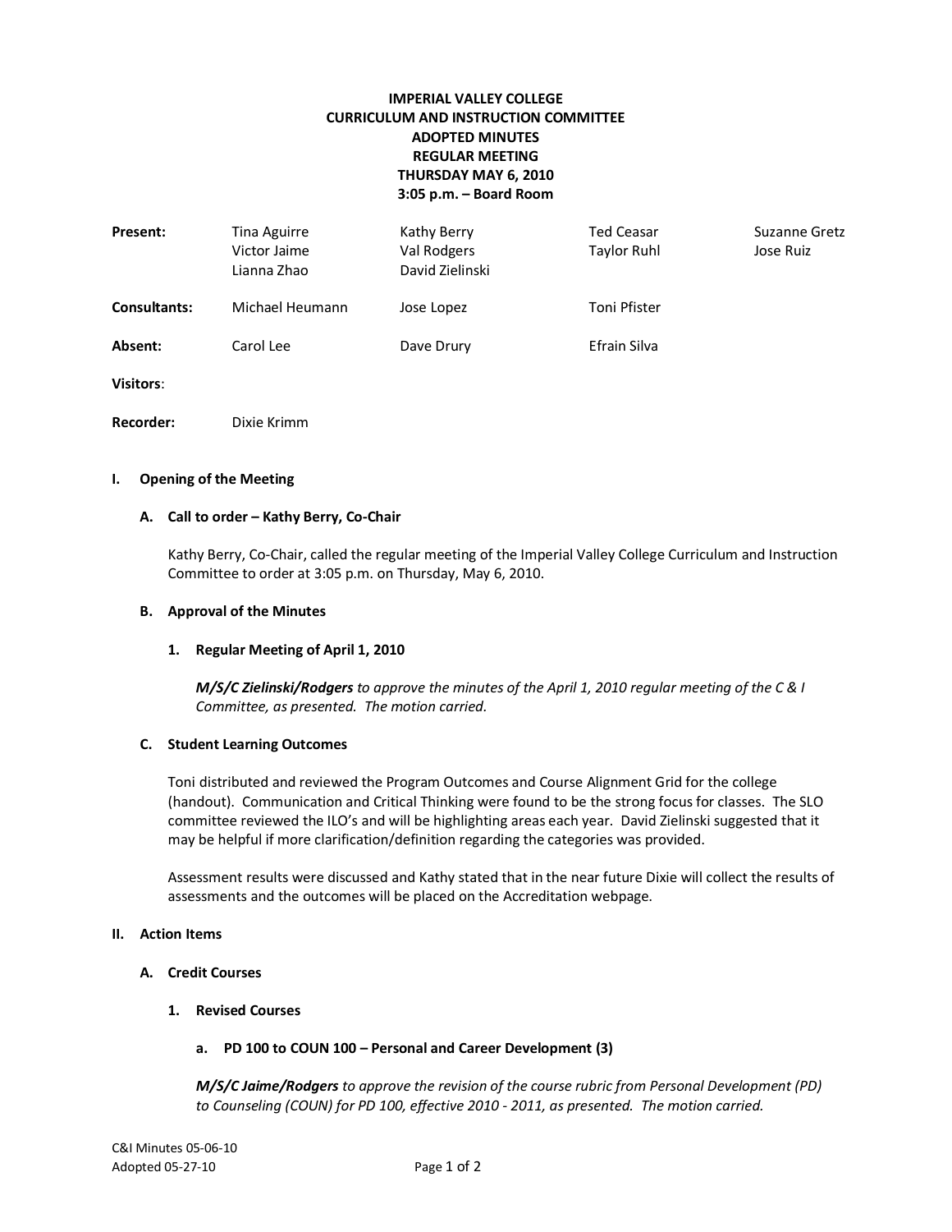**IMPERIAL VALLEY COLLEGE**
**CURRICULUM AND INSTRUCTION COMMITTEE**
**ADOPTED MINUTES**
**REGULAR MEETING**
**THURSDAY MAY 6, 2010**
**3:05 p.m. – Board Room**

| | | | | |
|---|---|---|---|---|
| **Present:** | Tina Aguirre | Kathy Berry | Ted Ceasar | Suzanne Gretz |
| | Victor Jaime | Val Rodgers | Taylor Ruhl | Jose Ruiz |
| | Lianna Zhao | David Zielinski | | |
| **Consultants:** | Michael Heumann | Jose Lopez | Toni Pfister | |
| **Absent:** | Carol Lee | Dave Drury | Efrain Silva | |
| **Visitors**: | | | | |
| **Recorder:** | Dixie Krimm | | | |

## I. Opening of the Meeting

### A. Call to order – Kathy Berry, Co-Chair

Kathy Berry, Co-Chair, called the regular meeting of the Imperial Valley College Curriculum and Instruction Committee to order at 3:05 p.m. on Thursday, May 6, 2010.

### B. Approval of the Minutes

#### 1. Regular Meeting of April 1, 2010

***M/S/C Zielinski/Rodgers*** *to approve the minutes of the April 1, 2010 regular meeting of the C & I Committee, as presented. The motion carried.*

### C. Student Learning Outcomes

Toni distributed and reviewed the Program Outcomes and Course Alignment Grid for the college (handout). Communication and Critical Thinking were found to be the strong focus for classes. The SLO committee reviewed the ILO's and will be highlighting areas each year. David Zielinski suggested that it may be helpful if more clarification/definition regarding the categories was provided.

Assessment results were discussed and Kathy stated that in the near future Dixie will collect the results of assessments and the outcomes will be placed on the Accreditation webpage.

## II. Action Items

### A. Credit Courses

#### 1. Revised Courses

##### a. PD 100 to COUN 100 – Personal and Career Development (3)

***M/S/C Jaime/Rodgers*** *to approve the revision of the course rubric from Personal Development (PD) to Counseling (COUN) for PD 100, effective 2010 - 2011, as presented. The motion carried.*

C&I Minutes 05-06-10
Adopted 05-27-10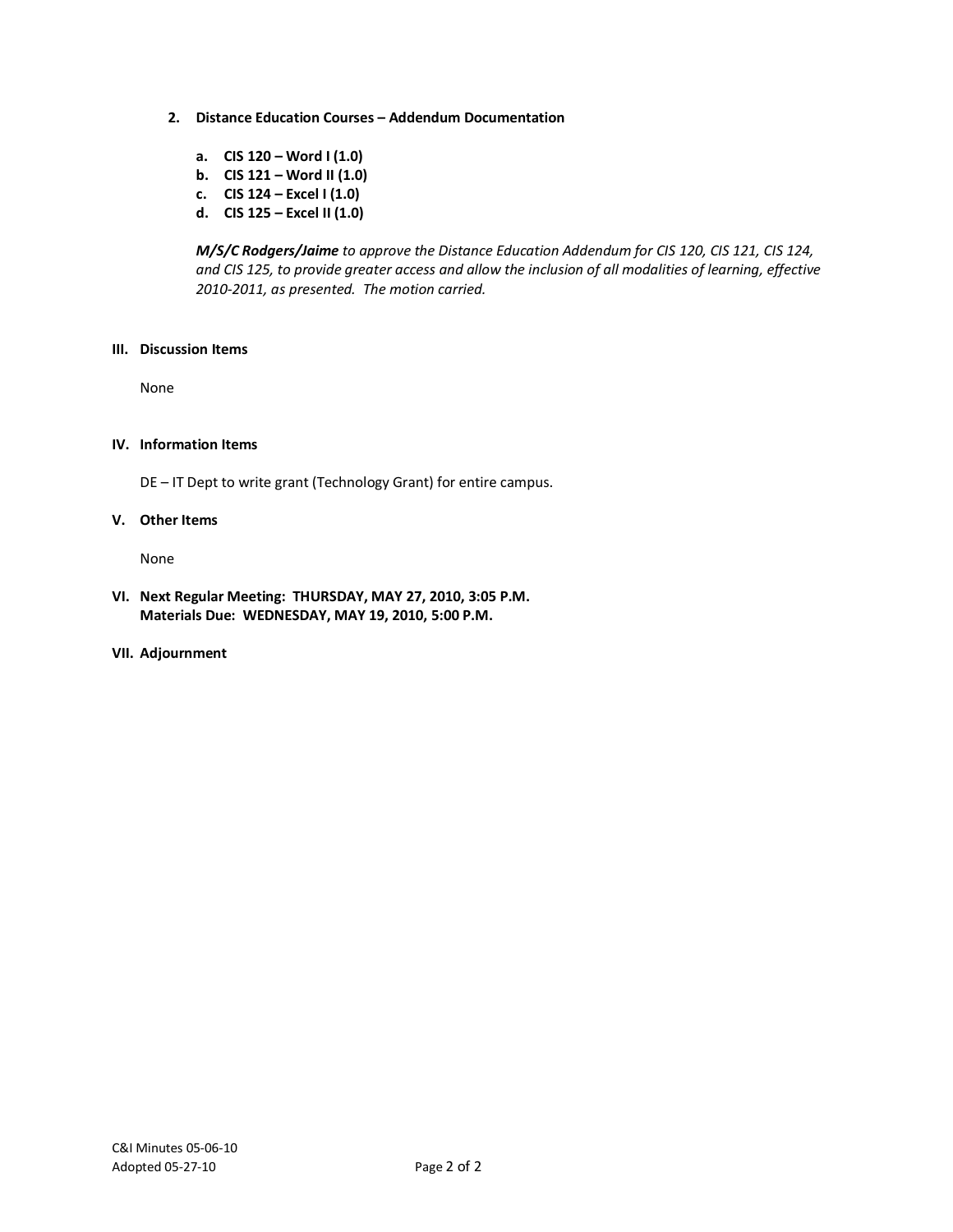**2. Distance Education Courses – Addendum Documentation**

   **a. CIS 120 – Word I (1.0)**
   **b. CIS 121 – Word II (1.0)**
   **c. CIS 124 – Excel I (1.0)**
   **d. CIS 125 – Excel II (1.0)**

   ***M/S/C Rodgers/Jaime*** *to approve the Distance Education Addendum for CIS 120, CIS 121, CIS 124, and CIS 125, to provide greater access and allow the inclusion of all modalities of learning, effective 2010-2011, as presented. The motion carried.*

## III. Discussion Items

None

## IV. Information Items

DE – IT Dept to write grant (Technology Grant) for entire campus.

## V. Other Items

None

## VI. Next Regular Meeting: THURSDAY, MAY 27, 2010, 3:05 P.M.
**Materials Due: WEDNESDAY, MAY 19, 2010, 5:00 P.M.**

## VII. Adjournment

C&I Minutes 05-06-10
Adopted 05-27-10